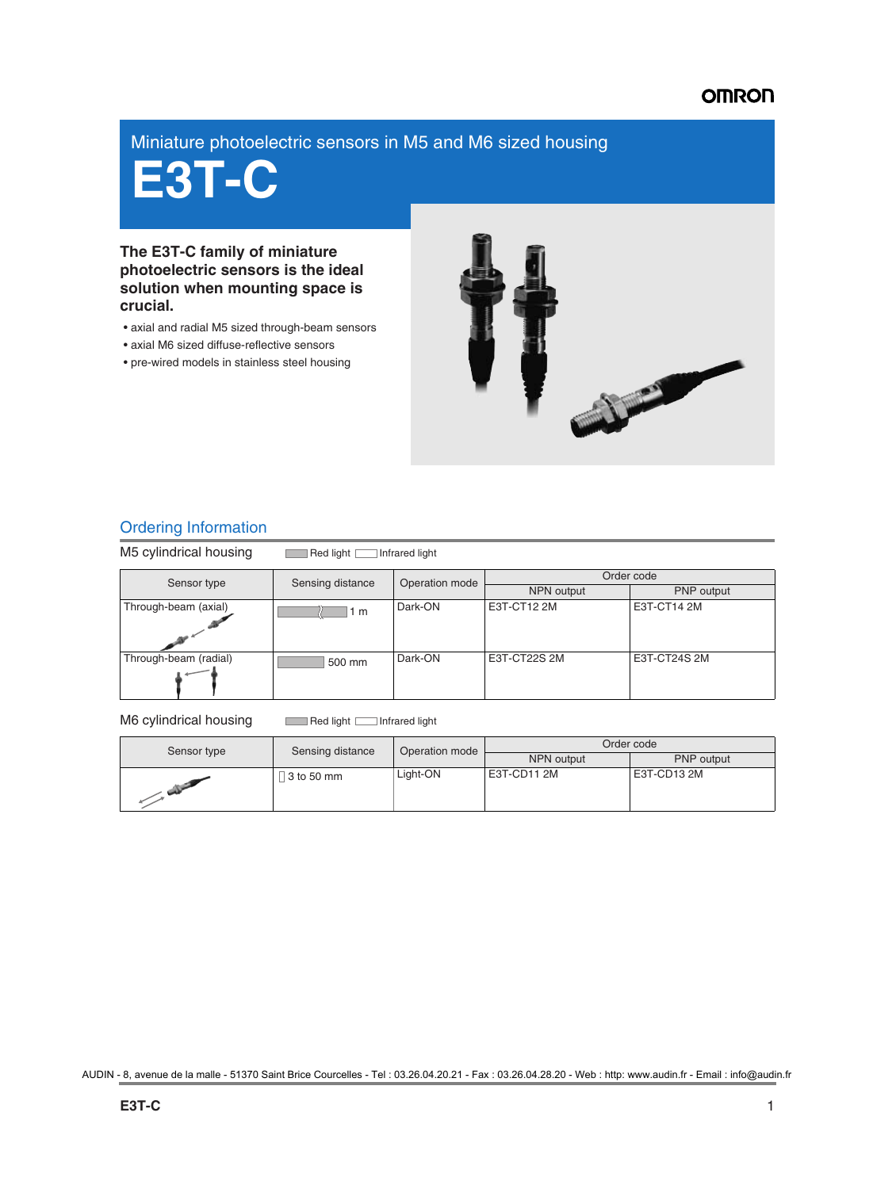Miniature photoelectric sensors in M5 and M6 sized housing

# E3T-C

**The E3T-C family of miniature photoelectric sensors is the ideal solution when mounting space is crucial.**

- axial and radial M5 sized through-beam sensors
- axial M6 sized diffuse-reflective sensors
- pre-wired models in stainless steel housing

## Ordering Information

### M5 cylindrical housing

Red light / Infrared light

| Sensor type | Sensing distance | Operation mode | Order code | |
|---|---|---|---|---|
| | | | NPN output | PNP output |
| Through-beam (axial) | 1 m | Dark-ON | E3T-CT12 2M | E3T-CT14 2M |
| Through-beam (radial) | 500 mm | Dark-ON | E3T-CT22S 2M | E3T-CT24S 2M |

### M6 cylindrical housing

Red light / Infrared light

| Sensor type | Sensing distance | Operation mode | Order code | |
|---|---|---|---|---|
| | | | NPN output | PNP output |
| | 3 to 50 mm | Light-ON | E3T-CD11 2M | E3T-CD13 2M |

AUDIN - 8, avenue de la malle - 51370 Saint Brice Courcelles - Tel : 03.26.04.20.21 - Fax : 03.26.04.28.20 - Web : http: www.audin.fr - Email : info@audin.fr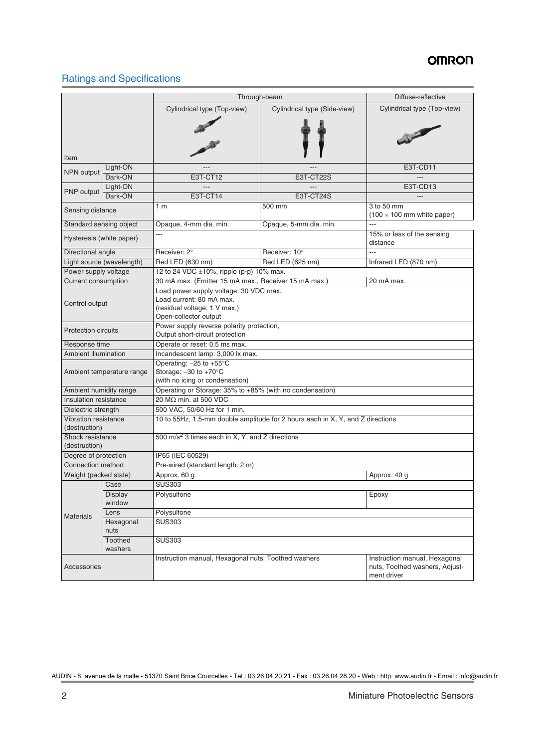## Ratings and Specifications

| Item | | Through-beam | | Diffuse-reflective |
|---|---|---|---|---|
| | | Cylindrical type (Top-view) | Cylindrical type (Side-view) | Cylindrical type (Top-view) |
| NPN output | Light-ON | --- | --- | E3T-CD11 |
| | Dark-ON | E3T-CT12 | E3T-CT22S | --- |
| PNP output | Light-ON | --- | --- | E3T-CD13 |
| | Dark-ON | E3T-CT14 | E3T-CT24S | --- |
| Sensing distance | | 1 m | 500 mm | 3 to 50 mm (100 × 100 mm white paper) |
| Standard sensing object | | Opaque, 4-mm dia. min. | Opaque, 5-mm dia. min. | --- |
| Hysteresis (white paper) | | --- | | 15% or less of the sensing distance |
| Directional angle | | Receiver: 2° | Receiver: 10° | --- |
| Light source (wavelength) | | Red LED (630 nm) | Red LED (625 nm) | Infrared LED (870 nm) |
| Power supply voltage | | 12 to 24 VDC ±10%, ripple (p-p) 10% max. | | |
| Current consumption | | 30 mA max. (Emitter 15 mA max., Receiver 15 mA max.) | | 20 mA max. |
| Control output | | Load power supply voltage: 30 VDC max.<br>Load current: 80 mA max.<br>(residual voltage: 1 V max.)<br>Open-collector output | | |
| Protection circuits | | Power supply reverse polarity protection,<br>Output short-circuit protection | | |
| Response time | | Operate or reset: 0.5 ms max. | | |
| Ambient illumination | | Incandescent lamp: 3,000 lx max. | | |
| Ambient temperature range | | Operating: −25 to +55°C<br>Storage: −30 to +70°C<br>(with no icing or condensation) | | |
| Ambient humidity range | | Operating or Storage: 35% to +85% (with no condensation) | | |
| Insulation resistance | | 20 MΩ min. at 500 VDC | | |
| Dielectric strength | | 500 VAC, 50/60 Hz for 1 min. | | |
| Vibration resistance (destruction) | | 10 to 55Hz, 1.5-mm double amplitude for 2 hours each in X, Y, and Z directions | | |
| Shock resistance (destruction) | | 500 $m/s^2$ 3 times each in X, Y, and Z directions | | |
| Degree of protection | | IP65 (IEC 60529) | | |
| Connection method | | Pre-wired (standard length: 2 m) | | |
| Weight (packed state) | | Approx. 60 g | | Approx. 40 g |
| Materials | Case | SUS303 | | |
| | Display window | Polysulfone | | Epoxy |
| | Lens | Polysulfone | | |
| | Hexagonal nuts | SUS303 | | |
| | Toothed washers | SUS303 | | |
| Accessories | | Instruction manual, Hexagonal nuts, Toothed washers | | Instruction manual, Hexagonal nuts, Toothed washers, Adjustment driver |

AUDIN - 8, avenue de la malle - 51370 Saint Brice Courcelles - Tel : 03.26.04.20.21 - Fax : 03.26.04.28.20 - Web : http: www.audin.fr - Email : info@audin.fr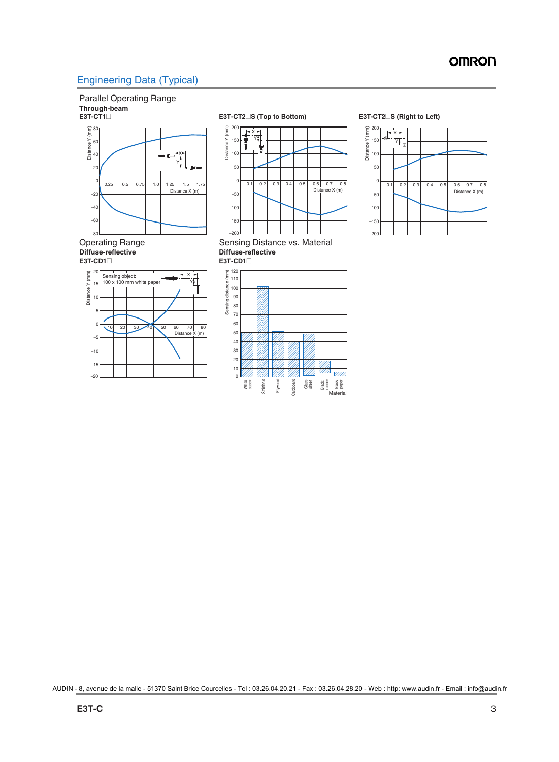## Engineering Data (Typical)

### Parallel Operating Range

**Through-beam**

**E3T-CT1□**

**E3T-CT2□S (Top to Bottom)**

**E3T-CT2□S (Right to Left)**

### Operating Range

**Diffuse-reflective**

**E3T-CD1□**

### Sensing Distance vs. Material

**Diffuse-reflective**

**E3T-CD1□**

AUDIN - 8, avenue de la malle - 51370 Saint Brice Courcelles - Tel : 03.26.04.20.21 - Fax : 03.26.04.28.20 - Web : http: www.audin.fr - Email : info@audin.fr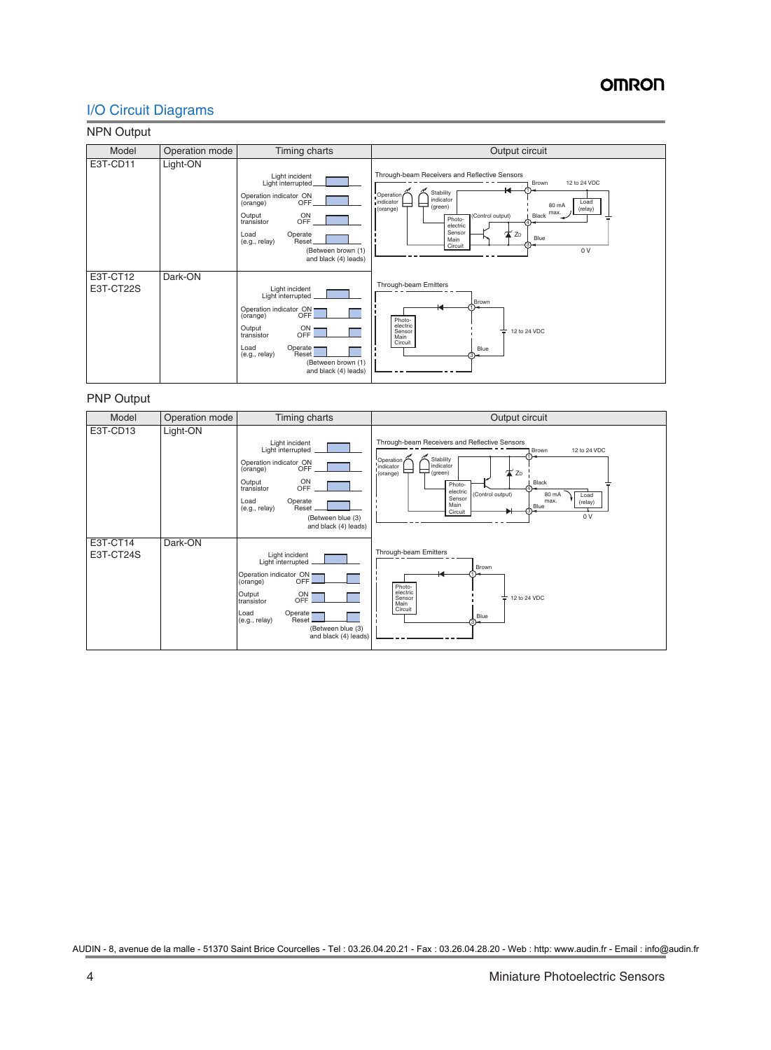## I/O Circuit Diagrams

### NPN Output

| Model | Operation mode | Timing charts | Output circuit |
|---|---|---|---|
| E3T-CD11 | Light-ON | Light incident / Light interrupted; Operation indicator (orange) ON / OFF; Output transistor ON / OFF; Load (e.g., relay) Operate / Reset (Between brown (1) and black (4) leads) | Through-beam Receivers and Reflective Sensors: Operation indicator (orange), Stability indicator (green), Photo-electric Sensor Main Circuit, (Control output), ZD, Brown ①, Black ④, Blue ③, 80 mA max., Load (relay), 12 to 24 VDC, 0 V |
| E3T-CT12<br>E3T-CT22S | Dark-ON | Light incident / Light interrupted; Operation indicator (orange) ON / OFF; Output transistor ON / OFF; Load (e.g., relay) Operate / Reset (Between brown (1) and black (4) leads) | Through-beam Emitters: Photo-electric Sensor Main Circuit, Brown ①, Blue ③, 12 to 24 VDC |

### PNP Output

| Model | Operation mode | Timing charts | Output circuit |
|---|---|---|---|
| E3T-CD13 | Light-ON | Light incident / Light interrupted; Operation indicator (orange) ON / OFF; Output transistor ON / OFF; Load (e.g., relay) Operate / Reset (Between blue (3) and black (4) leads) | Through-beam Receivers and Reflective Sensors: Operation indicator (orange), Stability indicator (green), Photo-electric Sensor Main Circuit, (Control output), ZD, Brown ①, Black ④, Blue ③, 80 mA max., Load (relay), 12 to 24 VDC, 0 V |
| E3T-CT14<br>E3T-CT24S | Dark-ON | Light incident / Light interrupted; Operation indicator (orange) ON / OFF; Output transistor ON / OFF; Load (e.g., relay) Operate / Reset (Between blue (3) and black (4) leads) | Through-beam Emitters: Photo-electric Sensor Main Circuit, Brown ①, Blue ③, 12 to 24 VDC |

AUDIN - 8, avenue de la malle - 51370 Saint Brice Courcelles - Tel : 03.26.04.20.21 - Fax : 03.26.04.28.20 - Web : http: www.audin.fr - Email : info@audin.fr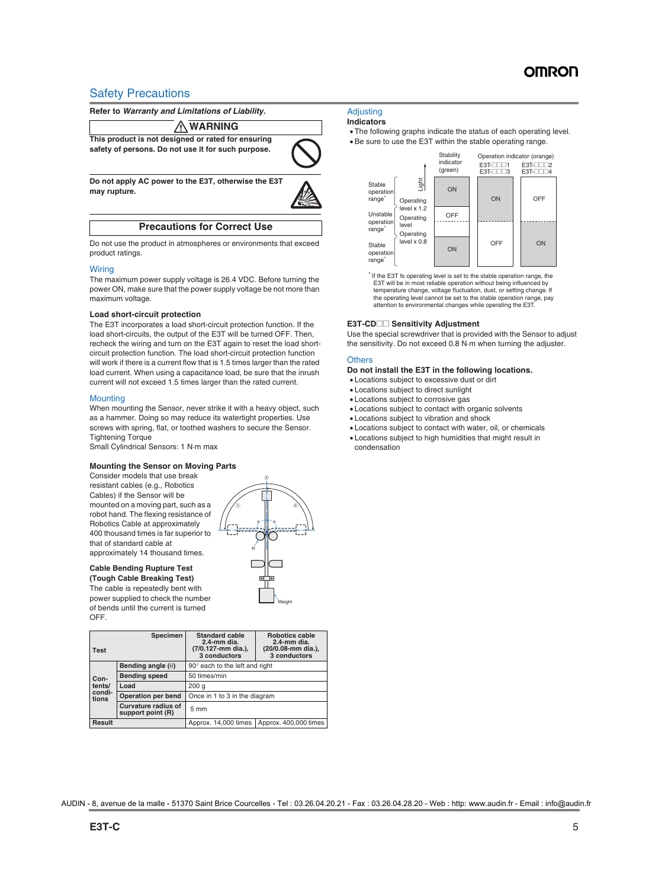## Safety Precautions

**Refer to *Warranty and Limitations of Liability*.**

### ⚠ WARNING

**This product is not designed or rated for ensuring safety of persons. Do not use it for such purpose.**

**Do not apply AC power to the E3T, otherwise the E3T may rupture.**

### Precautions for Correct Use

Do not use the product in atmospheres or environments that exceed product ratings.

#### Wiring

The maximum power supply voltage is 26.4 VDC. Before turning the power ON, make sure that the power supply voltage be not more than maximum voltage.

**Load short-circuit protection**

The E3T incorporates a load short-circuit protection function. If the load short-circuits, the output of the E3T will be turned OFF. Then, recheck the wiring and turn on the E3T again to reset the load short-circuit protection function. The load short-circuit protection function will work if there is a current flow that is 1.5 times larger than the rated load current. When using a capacitance load, be sure that the inrush current will not exceed 1.5 times larger than the rated current.

#### Mounting

When mounting the Sensor, never strike it with a heavy object, such as a hammer. Doing so may reduce its watertight properties. Use screws with spring, flat, or toothed washers to secure the Sensor.
Tightening Torque
Small Cylindrical Sensors: 1 N·m max

**Mounting the Sensor on Moving Parts**

Consider models that use break resistant cables (e.g., Robotics Cables) if the Sensor will be mounted on a moving part, such as a robot hand. The flexing resistance of Robotics Cable at approximately 400 thousand times is far superior to that of standard cable at approximately 14 thousand times.

**Cable Bending Rupture Test (Tough Cable Breaking Test)**

The cable is repeatedly bent with power supplied to check the number of bends until the current is turned OFF.

| Test | | Specimen: Standard cable 2.4-mm dia. (7/0.127-mm dia.), 3 conductors | Specimen: Robotics cable 2.4-mm dia. (20/0.08-mm dia.), 3 conductors |
|---|---|---|---|
| Contents/conditions | Bending angle (θ) | 90° each to the left and right | |
| | Bending speed | 50 times/min | |
| | Load | 200 g | |
| | Operation per bend | Once in 1 to 3 in the diagram | |
| | Curvature radius of support point (R) | 5 mm | |
| Result | | Approx. 14,000 times | Approx. 400,000 times |

#### Adjusting

**Indicators**

- The following graphs indicate the status of each operating level.
- Be sure to use the E3T within the stable operating range.

| Light level | Range | Stability indicator (green) | Operation indicator (orange) E3T-□□□1 / E3T-□□□3 | Operation indicator (orange) E3T-□□□2 / E3T-□□□4 |
|---|---|---|---|---|
| Above Operating level x 1.2 | Stable operation range* | ON | ON | OFF |
| Operating level x 1.2 to Operating level x 0.8 | Unstable operation range* | OFF | ON (above operating level) / OFF (below operating level) | OFF (above operating level) / ON (below operating level) |
| Below Operating level x 0.8 | Stable operation range* | ON | OFF | ON |

\* If the E3T fs operating level is set to the stable operation range, the E3T will be in most reliable operation without being influenced by temperature change, voltage fluctuation, dust, or setting change. If the operating level cannot be set to the stable operation range, pay attention to environmental changes while operating the E3T.

**E3T-CD□□ Sensitivity Adjustment**

Use the special screwdriver that is provided with the Sensor to adjust the sensitivity. Do not exceed 0.8 N·m when turning the adjuster.

#### Others

**Do not install the E3T in the following locations.**

- Locations subject to excessive dust or dirt
- Locations subject to direct sunlight
- Locations subject to corrosive gas
- Locations subject to contact with organic solvents
- Locations subject to vibration and shock
- Locations subject to contact with water, oil, or chemicals
- Locations subject to high humidities that might result in condensation

AUDIN - 8, avenue de la malle - 51370 Saint Brice Courcelles - Tel : 03.26.04.20.21 - Fax : 03.26.04.28.20 - Web : http: www.audin.fr - Email : info@audin.fr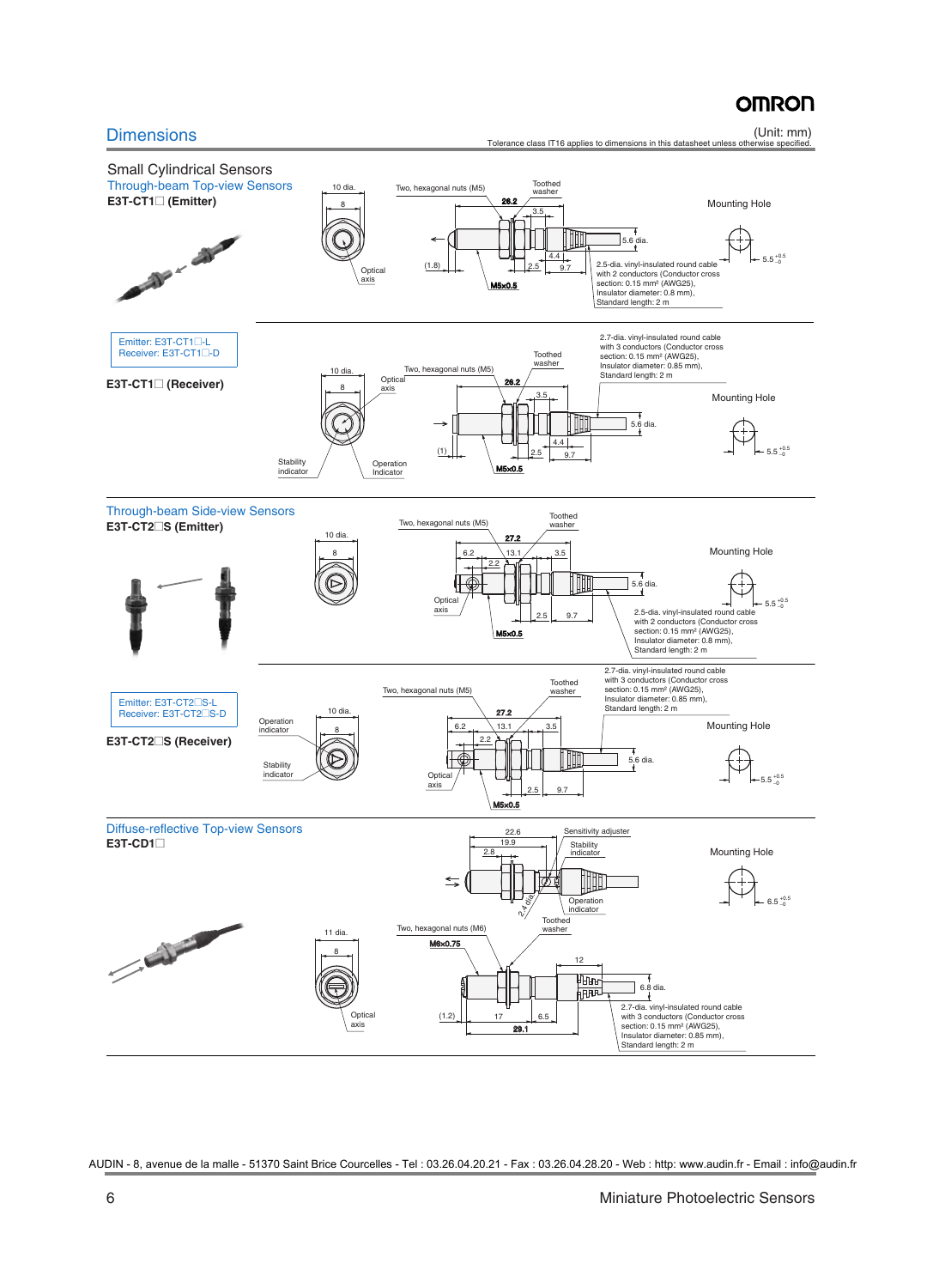## Dimensions

(Unit: mm)
Tolerance class IT16 applies to dimensions in this datasheet unless otherwise specified.

### Small Cylindrical Sensors

#### Through-beam Top-view Sensors

**E3T-CT1☐ (Emitter)**

10 dia.
8
Optical axis
Two, hexagonal nuts (M5)
Toothed washer
26.2
3.5
5.6 dia.
4.4
(1.8)
2.5
9.7
M5x0.5
2.5-dia. vinyl-insulated round cable with 2 conductors (Conductor cross section: 0.15 mm² (AWG25), Insulator diameter: 0.8 mm), Standard length: 2 m

Mounting Hole
5.5 $^{+0.5}_{-0}$

Emitter: E3T-CT1☐-L
Receiver: E3T-CT1☐-D

**E3T-CT1☐ (Receiver)**

10 dia.
8
Optical axis
Stability indicator
Operation Indicator
Two, hexagonal nuts (M5)
Toothed washer
2.7-dia. vinyl-insulated round cable with 3 conductors (Conductor cross section: 0.15 mm² (AWG25), Insulator diameter: 0.85 mm), Standard length: 2 m
26.2
3.5
5.6 dia.
4.4
(1)
2.5
9.7
M5x0.5

Mounting Hole
5.5 $^{+0.5}_{-0}$

#### Through-beam Side-view Sensors

**E3T-CT2☐S (Emitter)**

10 dia.
8
Two, hexagonal nuts (M5)
Toothed washer
27.2
6.2
13.1
3.5
2.2
5.6 dia.
Optical axis
2.5
9.7
M5x0.5
2.5-dia. vinyl-insulated round cable with 2 conductors (Conductor cross section: 0.15 mm² (AWG25), Insulator diameter: 0.8 mm), Standard length: 2 m

Mounting Hole
5.5 $^{+0.5}_{-0}$

Emitter: E3T-CT2☐S-L
Receiver: E3T-CT2☐S-D

**E3T-CT2☐S (Receiver)**

10 dia.
8
Operation indicator
Stability indicator
Two, hexagonal nuts (M5)
Toothed washer
2.7-dia. vinyl-insulated round cable with 3 conductors (Conductor cross section: 0.15 mm² (AWG25), Insulator diameter: 0.85 mm), Standard length: 2 m
27.2
6.2
13.1
3.5
2.2
5.6 dia.
Optical axis
2.5
9.7
M5x0.5

Mounting Hole
5.5 $^{+0.5}_{-0}$

#### Diffuse-reflective Top-view Sensors

**E3T-CD1☐**

22.6
19.9
2.8
Sensitivity adjuster
Stability indicator
Operation indicator
2.4 dia.
Toothed washer
Two, hexagonal nuts (M6)
M6x0.75
11 dia.
8
Optical axis
12
6.8 dia.
(1.2)
17
6.5
29.1
2.7-dia. vinyl-insulated round cable with 3 conductors (Conductor cross section: 0.15 mm² (AWG25), Insulator diameter: 0.85 mm), Standard length: 2 m

Mounting Hole
6.5 $^{+0.5}_{-0}$

AUDIN - 8, avenue de la malle - 51370 Saint Brice Courcelles - Tel : 03.26.04.20.21 - Fax : 03.26.04.28.20 - Web : http: www.audin.fr - Email : info@audin.fr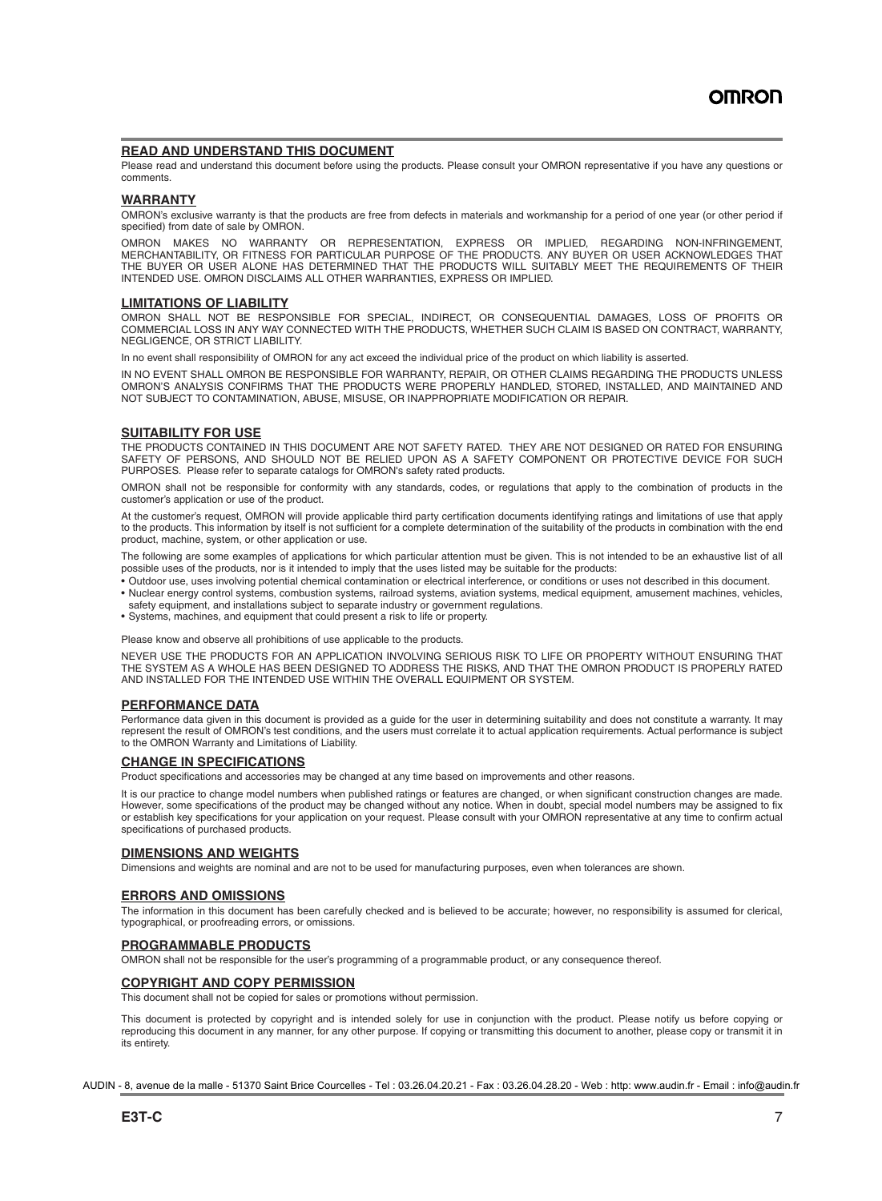## READ AND UNDERSTAND THIS DOCUMENT

Please read and understand this document before using the products. Please consult your OMRON representative if you have any questions or comments.

## WARRANTY

OMRON's exclusive warranty is that the products are free from defects in materials and workmanship for a period of one year (or other period if specified) from date of sale by OMRON.

OMRON MAKES NO WARRANTY OR REPRESENTATION, EXPRESS OR IMPLIED, REGARDING NON-INFRINGEMENT, MERCHANTABILITY, OR FITNESS FOR PARTICULAR PURPOSE OF THE PRODUCTS. ANY BUYER OR USER ACKNOWLEDGES THAT THE BUYER OR USER ALONE HAS DETERMINED THAT THE PRODUCTS WILL SUITABLY MEET THE REQUIREMENTS OF THEIR INTENDED USE. OMRON DISCLAIMS ALL OTHER WARRANTIES, EXPRESS OR IMPLIED.

## LIMITATIONS OF LIABILITY

OMRON SHALL NOT BE RESPONSIBLE FOR SPECIAL, INDIRECT, OR CONSEQUENTIAL DAMAGES, LOSS OF PROFITS OR COMMERCIAL LOSS IN ANY WAY CONNECTED WITH THE PRODUCTS, WHETHER SUCH CLAIM IS BASED ON CONTRACT, WARRANTY, NEGLIGENCE, OR STRICT LIABILITY.

In no event shall responsibility of OMRON for any act exceed the individual price of the product on which liability is asserted.

IN NO EVENT SHALL OMRON BE RESPONSIBLE FOR WARRANTY, REPAIR, OR OTHER CLAIMS REGARDING THE PRODUCTS UNLESS OMRON'S ANALYSIS CONFIRMS THAT THE PRODUCTS WERE PROPERLY HANDLED, STORED, INSTALLED, AND MAINTAINED AND NOT SUBJECT TO CONTAMINATION, ABUSE, MISUSE, OR INAPPROPRIATE MODIFICATION OR REPAIR.

## SUITABILITY FOR USE

THE PRODUCTS CONTAINED IN THIS DOCUMENT ARE NOT SAFETY RATED. THEY ARE NOT DESIGNED OR RATED FOR ENSURING SAFETY OF PERSONS, AND SHOULD NOT BE RELIED UPON AS A SAFETY COMPONENT OR PROTECTIVE DEVICE FOR SUCH PURPOSES. Please refer to separate catalogs for OMRON's safety rated products.

OMRON shall not be responsible for conformity with any standards, codes, or regulations that apply to the combination of products in the customer's application or use of the product.

At the customer's request, OMRON will provide applicable third party certification documents identifying ratings and limitations of use that apply to the products. This information by itself is not sufficient for a complete determination of the suitability of the products in combination with the end product, machine, system, or other application or use.

The following are some examples of applications for which particular attention must be given. This is not intended to be an exhaustive list of all possible uses of the products, nor is it intended to imply that the uses listed may be suitable for the products:

- Outdoor use, uses involving potential chemical contamination or electrical interference, or conditions or uses not described in this document.
- Nuclear energy control systems, combustion systems, railroad systems, aviation systems, medical equipment, amusement machines, vehicles, safety equipment, and installations subject to separate industry or government regulations.
- Systems, machines, and equipment that could present a risk to life or property.

Please know and observe all prohibitions of use applicable to the products.

NEVER USE THE PRODUCTS FOR AN APPLICATION INVOLVING SERIOUS RISK TO LIFE OR PROPERTY WITHOUT ENSURING THAT THE SYSTEM AS A WHOLE HAS BEEN DESIGNED TO ADDRESS THE RISKS, AND THAT THE OMRON PRODUCT IS PROPERLY RATED AND INSTALLED FOR THE INTENDED USE WITHIN THE OVERALL EQUIPMENT OR SYSTEM.

## PERFORMANCE DATA

Performance data given in this document is provided as a guide for the user in determining suitability and does not constitute a warranty. It may represent the result of OMRON's test conditions, and the users must correlate it to actual application requirements. Actual performance is subject to the OMRON Warranty and Limitations of Liability.

## CHANGE IN SPECIFICATIONS

Product specifications and accessories may be changed at any time based on improvements and other reasons.

It is our practice to change model numbers when published ratings or features are changed, or when significant construction changes are made. However, some specifications of the product may be changed without any notice. When in doubt, special model numbers may be assigned to fix or establish key specifications for your application on your request. Please consult with your OMRON representative at any time to confirm actual specifications of purchased products.

## DIMENSIONS AND WEIGHTS

Dimensions and weights are nominal and are not to be used for manufacturing purposes, even when tolerances are shown.

## ERRORS AND OMISSIONS

The information in this document has been carefully checked and is believed to be accurate; however, no responsibility is assumed for clerical, typographical, or proofreading errors, or omissions.

## PROGRAMMABLE PRODUCTS

OMRON shall not be responsible for the user's programming of a programmable product, or any consequence thereof.

## COPYRIGHT AND COPY PERMISSION

This document shall not be copied for sales or promotions without permission.

This document is protected by copyright and is intended solely for use in conjunction with the product. Please notify us before copying or reproducing this document in any manner, for any other purpose. If copying or transmitting this document to another, please copy or transmit it in its entirety.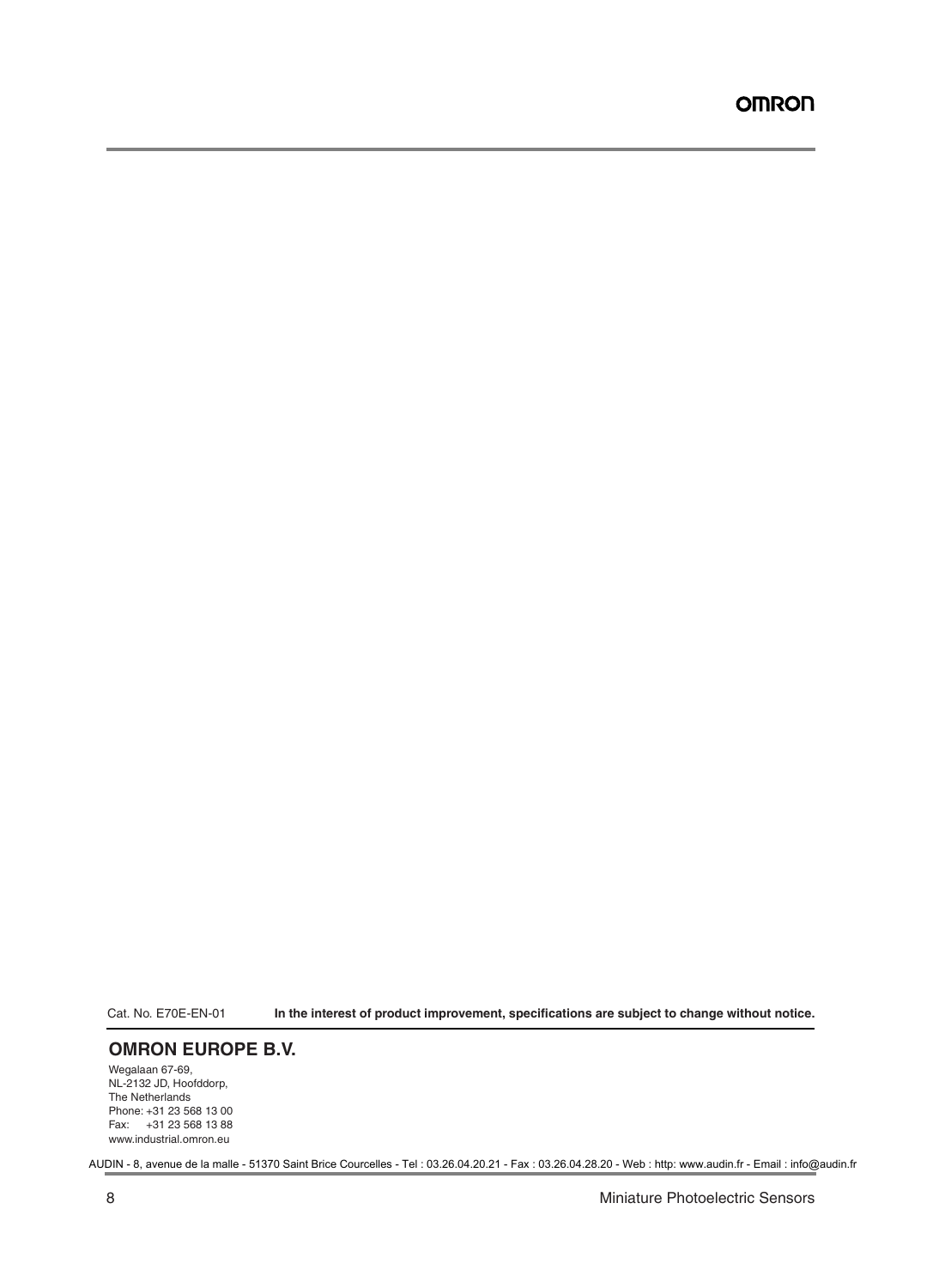Cat. No. E70E-EN-01 **In the interest of product improvement, specifications are subject to change without notice.**

## OMRON EUROPE B.V.

Wegalaan 67-69,
NL-2132 JD, Hoofddorp,
The Netherlands
Phone: +31 23 568 13 00
Fax: +31 23 568 13 88
www.industrial.omron.eu

AUDIN - 8, avenue de la malle - 51370 Saint Brice Courcelles - Tel : 03.26.04.20.21 - Fax : 03.26.04.28.20 - Web : http: www.audin.fr - Email : info@audin.fr